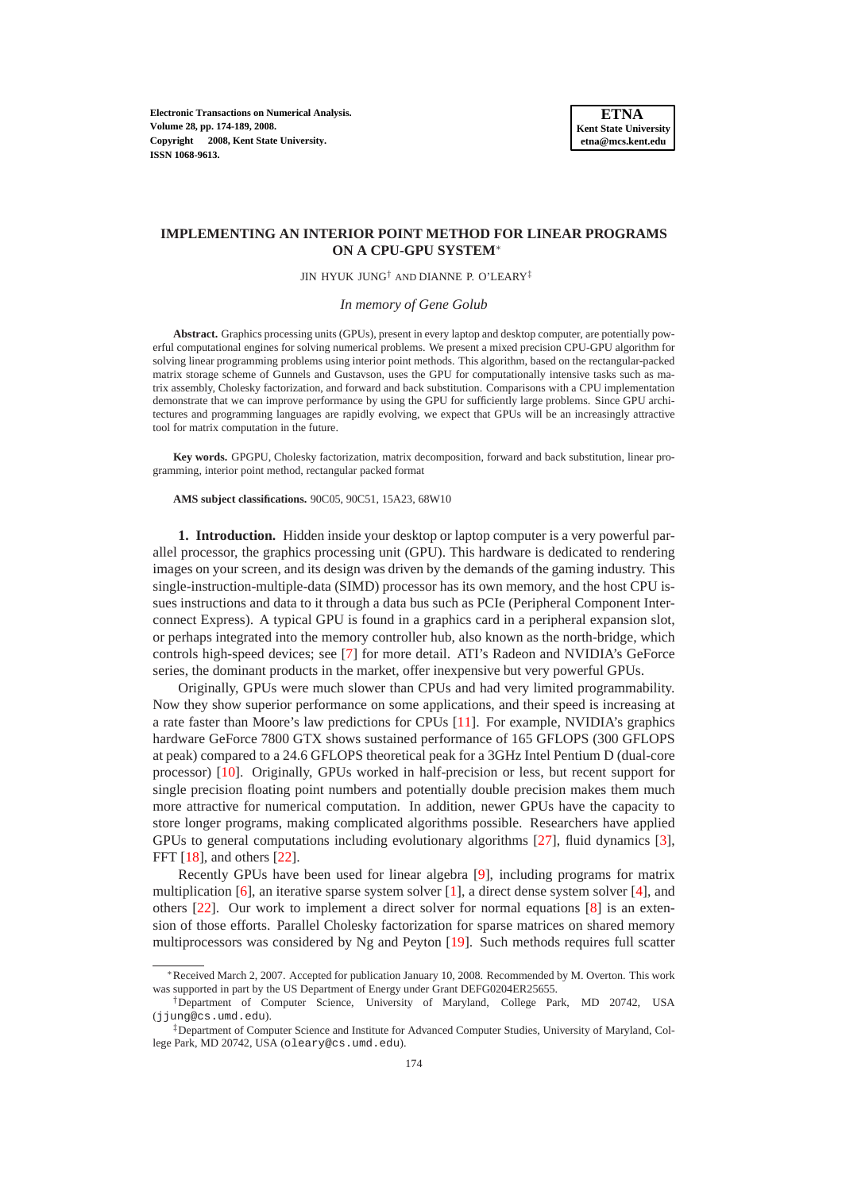# IMPLEMENTING AN INTERIOR POINT METHOD FOR LINEAR PROGRAMS ON A CPU-GPU SYSTEM*

JIN HYUK JUNG† AND DIANNE P. O'LEARY‡

*In memory of Gene Golub*

**Abstract.** Graphics processing units (GPUs), present in every laptop and desktop computer, are potentially powerful computational engines for solving numerical problems. We present a mixed precision CPU-GPU algorithm for solving linear programming problems using interior point methods. This algorithm, based on the rectangular-packed matrix storage scheme of Gunnels and Gustavson, uses the GPU for computationally intensive tasks such as matrix assembly, Cholesky factorization, and forward and back substitution. Comparisons with a CPU implementation demonstrate that we can improve performance by using the GPU for sufficiently large problems. Since GPU architectures and programming languages are rapidly evolving, we expect that GPUs will be an increasingly attractive tool for matrix computation in the future.

**Key words.** GPGPU, Cholesky factorization, matrix decomposition, forward and back substitution, linear programming, interior point method, rectangular packed format

**AMS subject classifications.** 90C05, 90C51, 15A23, 68W10

## 1. Introduction.

Hidden inside your desktop or laptop computer is a very powerful parallel processor, the graphics processing unit (GPU). This hardware is dedicated to rendering images on your screen, and its design was driven by the demands of the gaming industry. This single-instruction-multiple-data (SIMD) processor has its own memory, and the host CPU issues instructions and data to it through a data bus such as PCIe (Peripheral Component Interconnect Express). A typical GPU is found in a graphics card in a peripheral expansion slot, or perhaps integrated into the memory controller hub, also known as the north-bridge, which controls high-speed devices; see [7] for more detail. ATI's Radeon and NVIDIA's GeForce series, the dominant products in the market, offer inexpensive but very powerful GPUs.

Originally, GPUs were much slower than CPUs and had very limited programmability. Now they show superior performance on some applications, and their speed is increasing at a rate faster than Moore's law predictions for CPUs [11]. For example, NVIDIA's graphics hardware GeForce 7800 GTX shows sustained performance of 165 GFLOPS (300 GFLOPS at peak) compared to a 24.6 GFLOPS theoretical peak for a 3GHz Intel Pentium D (dual-core processor) [10]. Originally, GPUs worked in half-precision or less, but recent support for single precision floating point numbers and potentially double precision makes them much more attractive for numerical computation. In addition, newer GPUs have the capacity to store longer programs, making complicated algorithms possible. Researchers have applied GPUs to general computations including evolutionary algorithms [27], fluid dynamics [3], FFT [18], and others [22].

Recently GPUs have been used for linear algebra [9], including programs for matrix multiplication [6], an iterative sparse system solver [1], a direct dense system solver [4], and others [22]. Our work to implement a direct solver for normal equations [8] is an extension of those efforts. Parallel Cholesky factorization for sparse matrices on shared memory multiprocessors was considered by Ng and Peyton [19]. Such methods requires full scatter

---

*Received March 2, 2007. Accepted for publication January 10, 2008. Recommended by M. Overton. This work was supported in part by the US Department of Energy under Grant DEFG0204ER25655.

†Department of Computer Science, University of Maryland, College Park, MD 20742, USA (jjung@cs.umd.edu).

‡Department of Computer Science and Institute for Advanced Computer Studies, University of Maryland, College Park, MD 20742, USA (oleary@cs.umd.edu).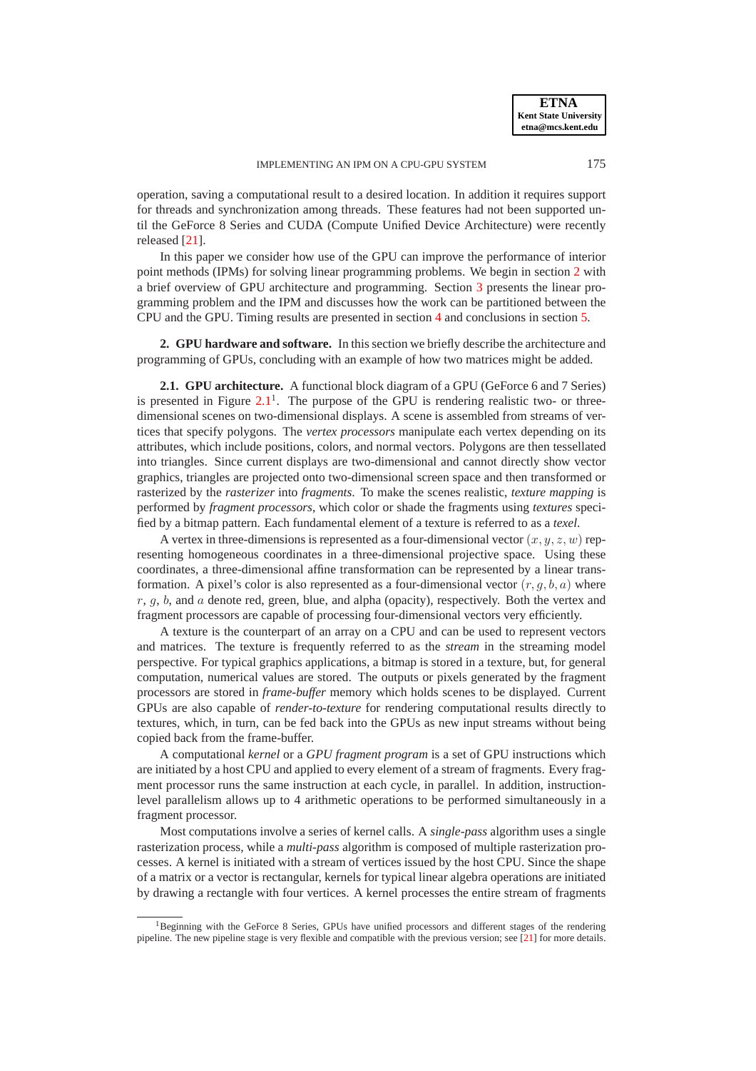operation, saving a computational result to a desired location. In addition it requires support for threads and synchronization among threads. These features had not been supported until the GeForce 8 Series and CUDA (Compute Unified Device Architecture) were recently released [21].

In this paper we consider how use of the GPU can improve the performance of interior point methods (IPMs) for solving linear programming problems. We begin in section 2 with a brief overview of GPU architecture and programming. Section 3 presents the linear programming problem and the IPM and discusses how the work can be partitioned between the CPU and the GPU. Timing results are presented in section 4 and conclusions in section 5.

## 2. GPU hardware and software.

In this section we briefly describe the architecture and programming of GPUs, concluding with an example of how two matrices might be added.

### 2.1. GPU architecture.

A functional block diagram of a GPU (GeForce 6 and 7 Series) is presented in Figure 2.1[1]. The purpose of the GPU is rendering realistic two- or three-dimensional scenes on two-dimensional displays. A scene is assembled from streams of vertices that specify polygons. The *vertex processors* manipulate each vertex depending on its attributes, which include positions, colors, and normal vectors. Polygons are then tessellated into triangles. Since current displays are two-dimensional and cannot directly show vector graphics, triangles are projected onto two-dimensional screen space and then transformed or rasterized by the *rasterizer* into *fragments*. To make the scenes realistic, *texture mapping* is performed by *fragment processors*, which color or shade the fragments using *textures* specified by a bitmap pattern. Each fundamental element of a texture is referred to as a *texel*.

A vertex in three-dimensions is represented as a four-dimensional vector $(x, y, z, w)$ representing homogeneous coordinates in a three-dimensional projective space. Using these coordinates, a three-dimensional affine transformation can be represented by a linear transformation. A pixel's color is also represented as a four-dimensional vector $(r, g, b, a)$ where $r$, $g$, $b$, and $a$ denote red, green, blue, and alpha (opacity), respectively. Both the vertex and fragment processors are capable of processing four-dimensional vectors very efficiently.

A texture is the counterpart of an array on a CPU and can be used to represent vectors and matrices. The texture is frequently referred to as the *stream* in the streaming model perspective. For typical graphics applications, a bitmap is stored in a texture, but, for general computation, numerical values are stored. The outputs or pixels generated by the fragment processors are stored in *frame-buffer* memory which holds scenes to be displayed. Current GPUs are also capable of *render-to-texture* for rendering computational results directly to textures, which, in turn, can be fed back into the GPUs as new input streams without being copied back from the frame-buffer.

A computational *kernel* or a *GPU fragment program* is a set of GPU instructions which are initiated by a host CPU and applied to every element of a stream of fragments. Every fragment processor runs the same instruction at each cycle, in parallel. In addition, instruction-level parallelism allows up to 4 arithmetic operations to be performed simultaneously in a fragment processor.

Most computations involve a series of kernel calls. A *single-pass* algorithm uses a single rasterization process, while a *multi-pass* algorithm is composed of multiple rasterization processes. A kernel is initiated with a stream of vertices issued by the host CPU. Since the shape of a matrix or a vector is rectangular, kernels for typical linear algebra operations are initiated by drawing a rectangle with four vertices. A kernel processes the entire stream of fragments

[1] Beginning with the GeForce 8 Series, GPUs have unified processors and different stages of the rendering pipeline. The new pipeline stage is very flexible and compatible with the previous version; see [21] for more details.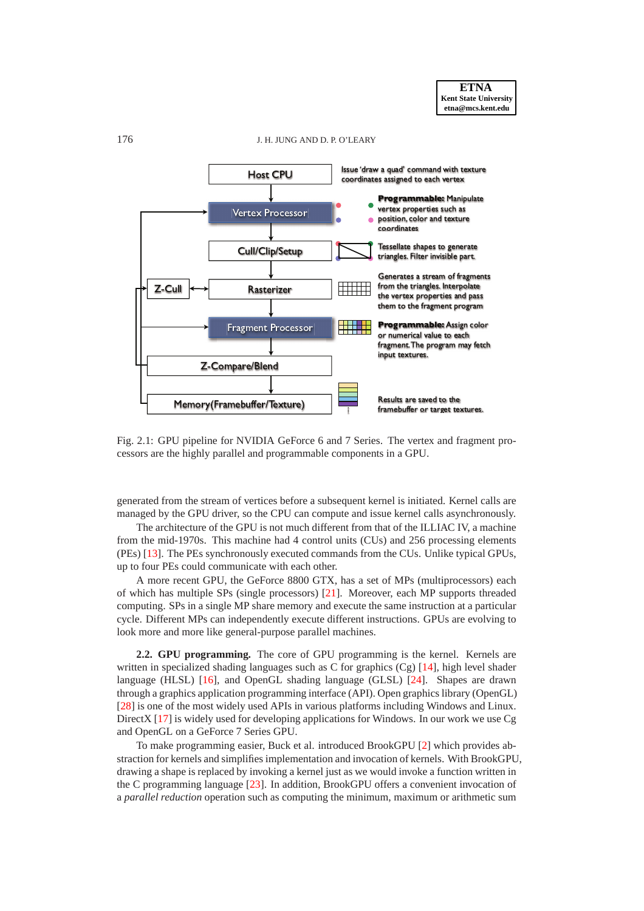Fig. 2.1: GPU pipeline for NVIDIA GeForce 6 and 7 Series. The vertex and fragment processors are the highly parallel and programmable components in a GPU.

generated from the stream of vertices before a subsequent kernel is initiated. Kernel calls are managed by the GPU driver, so the CPU can compute and issue kernel calls asynchronously.

The architecture of the GPU is not much different from that of the ILLIAC IV, a machine from the mid-1970s. This machine had 4 control units (CUs) and 256 processing elements (PEs) [13]. The PEs synchronously executed commands from the CUs. Unlike typical GPUs, up to four PEs could communicate with each other.

A more recent GPU, the GeForce 8800 GTX, has a set of MPs (multiprocessors) each of which has multiple SPs (single processors) [21]. Moreover, each MP supports threaded computing. SPs in a single MP share memory and execute the same instruction at a particular cycle. Different MPs can independently execute different instructions. GPUs are evolving to look more and more like general-purpose parallel machines.

**2.2. GPU programming.** The core of GPU programming is the kernel. Kernels are written in specialized shading languages such as C for graphics (Cg) [14], high level shader language (HLSL) [16], and OpenGL shading language (GLSL) [24]. Shapes are drawn through a graphics application programming interface (API). Open graphics library (OpenGL) [28] is one of the most widely used APIs in various platforms including Windows and Linux. DirectX [17] is widely used for developing applications for Windows. In our work we use Cg and OpenGL on a GeForce 7 Series GPU.

To make programming easier, Buck et al. introduced BrookGPU [2] which provides abstraction for kernels and simplifies implementation and invocation of kernels. With BrookGPU, drawing a shape is replaced by invoking a kernel just as we would invoke a function written in the C programming language [23]. In addition, BrookGPU offers a convenient invocation of a *parallel reduction* operation such as computing the minimum, maximum or arithmetic sum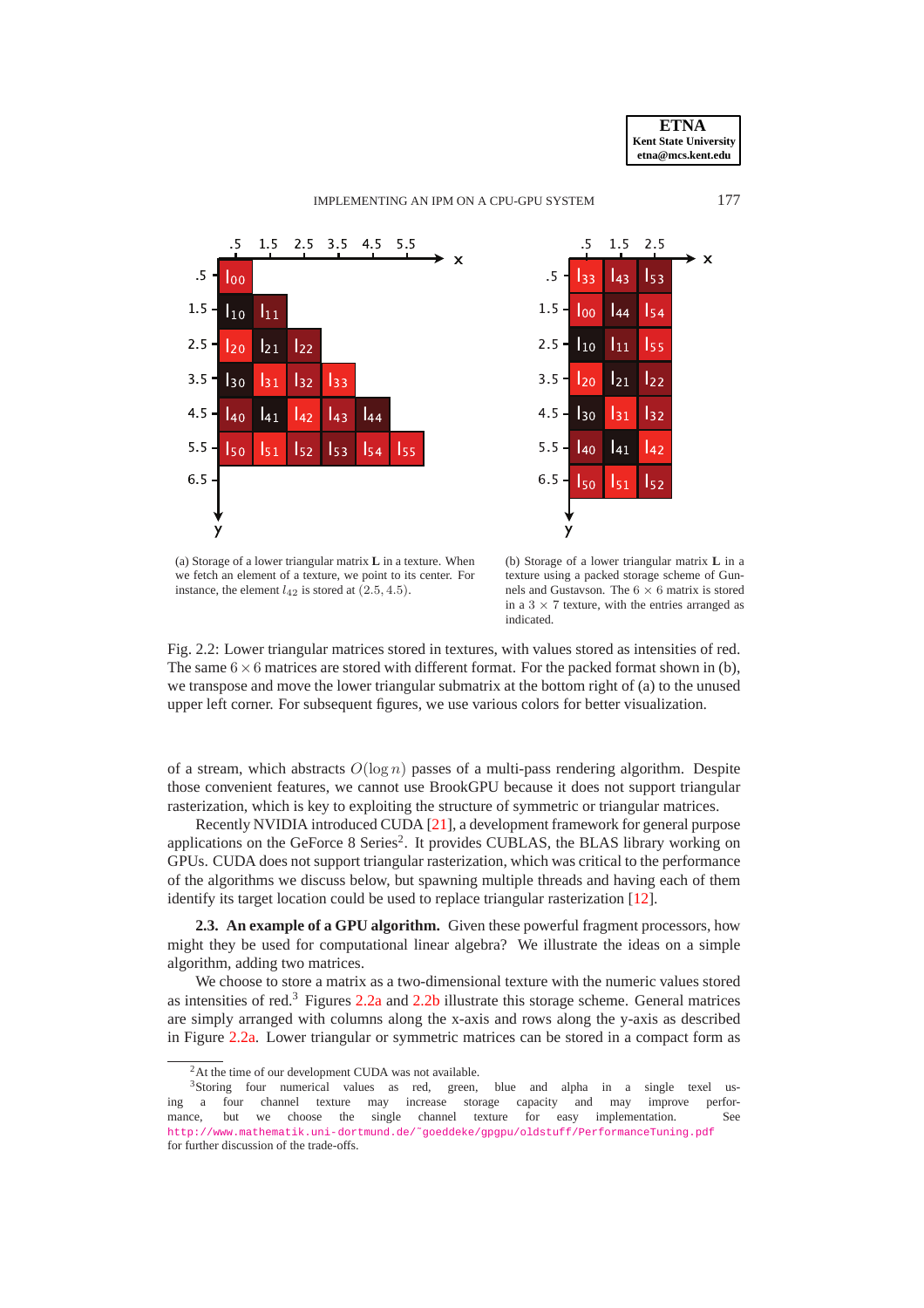(a) Storage of a lower triangular matrix **L** in a texture. When we fetch an element of a texture, we point to its center. For instance, the element $l_{42}$ is stored at $(2.5, 4.5)$.

(b) Storage of a lower triangular matrix **L** in a texture using a packed storage scheme of Gunnels and Gustavson. The $6 \times 6$ matrix is stored in a $3 \times 7$ texture, with the entries arranged as indicated.

Fig. 2.2: Lower triangular matrices stored in textures, with values stored as intensities of red. The same $6 \times 6$ matrices are stored with different format. For the packed format shown in (b), we transpose and move the lower triangular submatrix at the bottom right of (a) to the unused upper left corner. For subsequent figures, we use various colors for better visualization.

of a stream, which abstracts $O(\log n)$ passes of a multi-pass rendering algorithm. Despite those convenient features, we cannot use BrookGPU because it does not support triangular rasterization, which is key to exploiting the structure of symmetric or triangular matrices.

Recently NVIDIA introduced CUDA [21], a development framework for general purpose applications on the GeForce 8 Series[2]. It provides CUBLAS, the BLAS library working on GPUs. CUDA does not support triangular rasterization, which was critical to the performance of the algorithms we discuss below, but spawning multiple threads and having each of them identify its target location could be used to replace triangular rasterization [12].

**2.3. An example of a GPU algorithm.** Given these powerful fragment processors, how might they be used for computational linear algebra? We illustrate the ideas on a simple algorithm, adding two matrices.

We choose to store a matrix as a two-dimensional texture with the numeric values stored as intensities of red.[3] Figures 2.2a and 2.2b illustrate this storage scheme. General matrices are simply arranged with columns along the x-axis and rows along the y-axis as described in Figure 2.2a. Lower triangular or symmetric matrices can be stored in a compact form as

[2] At the time of our development CUDA was not available.

[3] Storing four numerical values as red, green, blue and alpha in a single texel using a four channel texture may increase storage capacity and may improve performance, but we choose the single channel texture for easy implementation. See http://www.mathematik.uni-dortmund.de/~goeddeke/gpgpu/oldstuff/PerformanceTuning.pdf for further discussion of the trade-offs.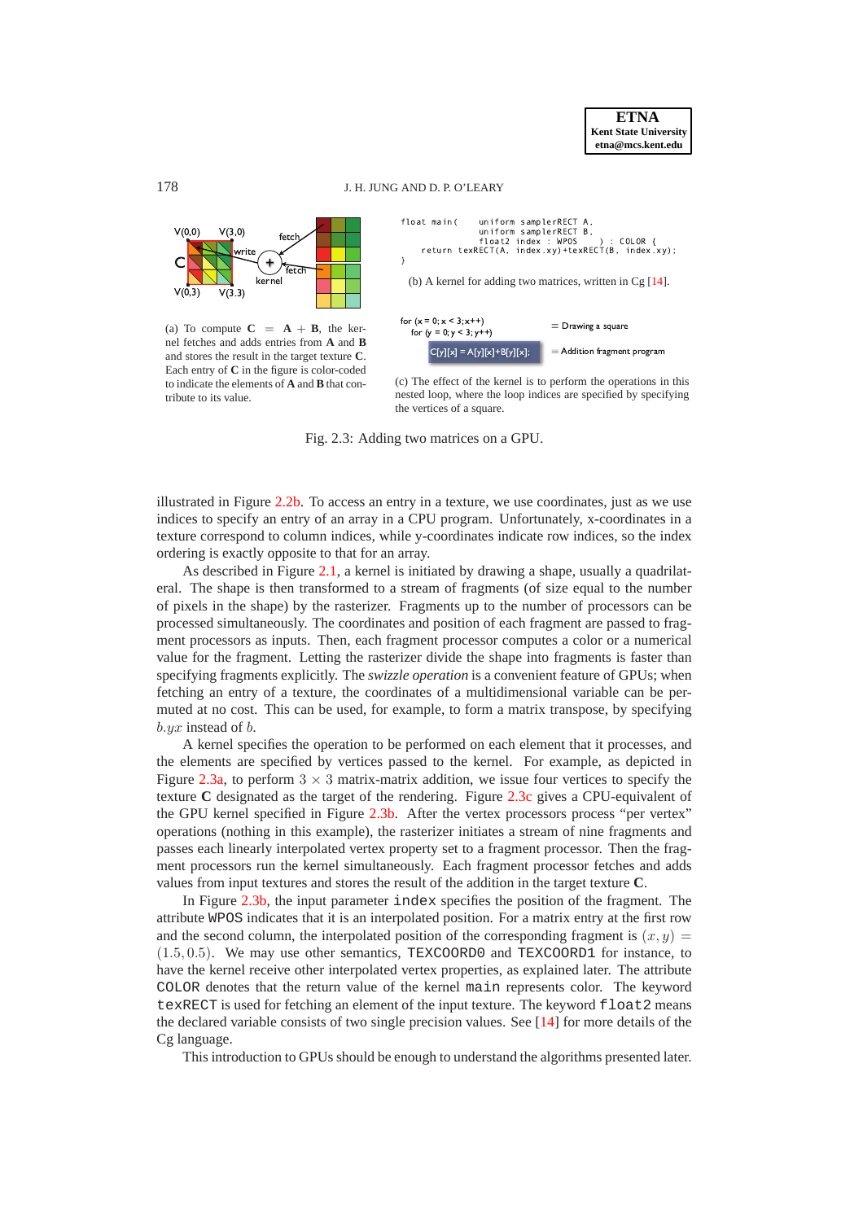V(0,0) V(3,0) fetch write C kernel fetch V(0,3) V(3,3)

(a) To compute $\mathbf{C} = \mathbf{A} + \mathbf{B}$, the kernel fetches and adds entries from **A** and **B** and stores the result in the target texture **C**. Each entry of **C** in the figure is color-coded to indicate the elements of **A** and **B** that contribute to its value.

```
float main(    uniform samplerRECT A,
               uniform samplerRECT B,
               float2 index : WPOS    ) : COLOR {
    return texRECT(A, index.xy)+texRECT(B, index.xy);
}
```

(b) A kernel for adding two matrices, written in Cg [14].

```
for (x = 0; x < 3;x++)                    ≡ Drawing a square
  for (y = 0; y < 3; y++)
    C[y][x] = A[y][x]+B[y][x];            ≡ Addition fragment program
```

(c) The effect of the kernel is to perform the operations in this nested loop, where the loop indices are specified by specifying the vertices of a square.

Fig. 2.3: Adding two matrices on a GPU.

illustrated in Figure 2.2b. To access an entry in a texture, we use coordinates, just as we use indices to specify an entry of an array in a CPU program. Unfortunately, x-coordinates in a texture correspond to column indices, while y-coordinates indicate row indices, so the index ordering is exactly opposite to that for an array.

As described in Figure 2.1, a kernel is initiated by drawing a shape, usually a quadrilateral. The shape is then transformed to a stream of fragments (of size equal to the number of pixels in the shape) by the rasterizer. Fragments up to the number of processors can be processed simultaneously. The coordinates and position of each fragment are passed to fragment processors as inputs. Then, each fragment processor computes a color or a numerical value for the fragment. Letting the rasterizer divide the shape into fragments is faster than specifying fragments explicitly. The *swizzle operation* is a convenient feature of GPUs; when fetching an entry of a texture, the coordinates of a multidimensional variable can be permuted at no cost. This can be used, for example, to form a matrix transpose, by specifying $b.yx$ instead of $b$.

A kernel specifies the operation to be performed on each element that it processes, and the elements are specified by vertices passed to the kernel. For example, as depicted in Figure 2.3a, to perform $3 \times 3$ matrix-matrix addition, we issue four vertices to specify the texture **C** designated as the target of the rendering. Figure 2.3c gives a CPU-equivalent of the GPU kernel specified in Figure 2.3b. After the vertex processors process "per vertex" operations (nothing in this example), the rasterizer initiates a stream of nine fragments and passes each linearly interpolated vertex property set to a fragment processor. Then the fragment processors run the kernel simultaneously. Each fragment processor fetches and adds values from input textures and stores the result of the addition in the target texture **C**.

In Figure 2.3b, the input parameter `index` specifies the position of the fragment. The attribute `WPOS` indicates that it is an interpolated position. For a matrix entry at the first row and the second column, the interpolated position of the corresponding fragment is $(x, y) = (1.5, 0.5)$. We may use other semantics, `TEXCOORD0` and `TEXCOORD1` for instance, to have the kernel receive other interpolated vertex properties, as explained later. The attribute `COLOR` denotes that the return value of the kernel `main` represents color. The keyword `texRECT` is used for fetching an element of the input texture. The keyword `float2` means the declared variable consists of two single precision values. See [14] for more details of the Cg language.

This introduction to GPUs should be enough to understand the algorithms presented later.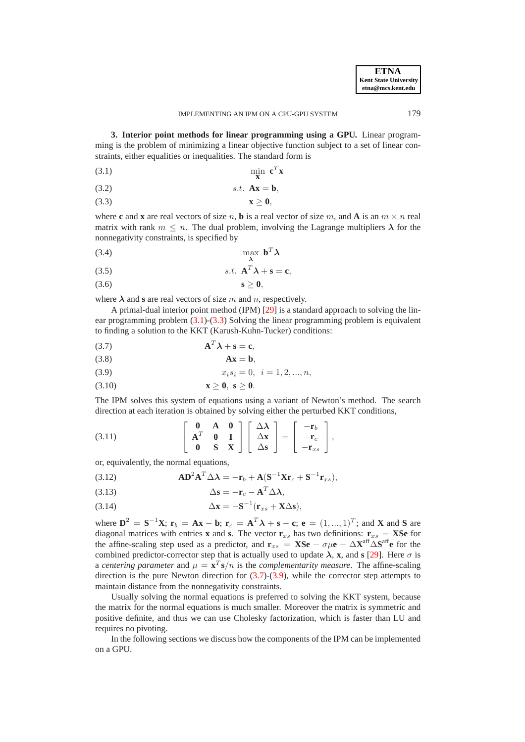**3. Interior point methods for linear programming using a GPU.** Linear programming is the problem of minimizing a linear objective function subject to a set of linear constraints, either equalities or inequalities. The standard form is

$$\min_{\mathbf{x}} \ \mathbf{c}^T\mathbf{x} \tag{3.1}$$

$$s.t.\ \ \mathbf{A}\mathbf{x} = \mathbf{b}, \tag{3.2}$$

$$\mathbf{x} \geq \mathbf{0}, \tag{3.3}$$

where $\mathbf{c}$ and $\mathbf{x}$ are real vectors of size $n$, $\mathbf{b}$ is a real vector of size $m$, and $\mathbf{A}$ is an $m \times n$ real matrix with rank $m \leq n$. The dual problem, involving the Lagrange multipliers $\boldsymbol{\lambda}$ for the nonnegativity constraints, is specified by

$$\max_{\boldsymbol{\lambda}} \ \mathbf{b}^T\boldsymbol{\lambda} \tag{3.4}$$

$$s.t.\ \ \mathbf{A}^T\boldsymbol{\lambda} + \mathbf{s} = \mathbf{c}, \tag{3.5}$$

$$\mathbf{s} \geq \mathbf{0}, \tag{3.6}$$

where $\boldsymbol{\lambda}$ and $\mathbf{s}$ are real vectors of size $m$ and $n$, respectively.

A primal-dual interior point method (IPM) [29] is a standard approach to solving the linear programming problem (3.1)-(3.3) Solving the linear programming problem is equivalent to finding a solution to the KKT (Karush-Kuhn-Tucker) conditions:

$$\mathbf{A}^T\boldsymbol{\lambda} + \mathbf{s} = \mathbf{c}, \tag{3.7}$$

$$\mathbf{A}\mathbf{x} = \mathbf{b}, \tag{3.8}$$

$$x_i s_i = 0, \quad i = 1, 2, ..., n, \tag{3.9}$$

$$\mathbf{x} \geq \mathbf{0},\ \mathbf{s} \geq \mathbf{0}. \tag{3.10}$$

The IPM solves this system of equations using a variant of Newton's method. The search direction at each iteration is obtained by solving either the perturbed KKT conditions,

$$\begin{bmatrix} \mathbf{0} & \mathbf{A} & \mathbf{0} \\ \mathbf{A}^T & \mathbf{0} & \mathbf{I} \\ \mathbf{0} & \mathbf{S} & \mathbf{X} \end{bmatrix} \begin{bmatrix} \Delta\boldsymbol{\lambda} \\ \Delta\mathbf{x} \\ \Delta\mathbf{s} \end{bmatrix} = \begin{bmatrix} -\mathbf{r}_b \\ -\mathbf{r}_c \\ -\mathbf{r}_{xs} \end{bmatrix}, \tag{3.11}$$

or, equivalently, the normal equations,

$$\mathbf{A}\mathbf{D}^2\mathbf{A}^T\Delta\boldsymbol{\lambda} = -\mathbf{r}_b + \mathbf{A}(\mathbf{S}^{-1}\mathbf{X}\mathbf{r}_c + \mathbf{S}^{-1}\mathbf{r}_{xs}), \tag{3.12}$$

$$\Delta\mathbf{s} = -\mathbf{r}_c - \mathbf{A}^T\Delta\boldsymbol{\lambda}, \tag{3.13}$$

$$\Delta\mathbf{x} = -\mathbf{S}^{-1}(\mathbf{r}_{xs} + \mathbf{X}\Delta\mathbf{s}), \tag{3.14}$$

where $\mathbf{D}^2 = \mathbf{S}^{-1}\mathbf{X}$; $\mathbf{r}_b = \mathbf{A}\mathbf{x} - \mathbf{b}$; $\mathbf{r}_c = \mathbf{A}^T\boldsymbol{\lambda} + \mathbf{s} - \mathbf{c}$; $\mathbf{e} = (1, ..., 1)^T$; and $\mathbf{X}$ and $\mathbf{S}$ are diagonal matrices with entries $\mathbf{x}$ and $\mathbf{s}$. The vector $\mathbf{r}_{xs}$ has two definitions: $\mathbf{r}_{xs} = \mathbf{X}\mathbf{S}\mathbf{e}$ for the affine-scaling step used as a predictor, and $\mathbf{r}_{xs} = \mathbf{X}\mathbf{S}\mathbf{e} - \sigma\mu\mathbf{e} + \Delta\mathbf{X}^{\text{aff}}\Delta\mathbf{S}^{\text{aff}}\mathbf{e}$ for the combined predictor-corrector step that is actually used to update $\boldsymbol{\lambda}$, $\mathbf{x}$, and $\mathbf{s}$ [29]. Here $\sigma$ is a *centering parameter* and $\mu = \mathbf{x}^T\mathbf{s}/n$ is the *complementarity measure*. The affine-scaling direction is the pure Newton direction for (3.7)-(3.9), while the corrector step attempts to maintain distance from the nonnegativity constraints.

Usually solving the normal equations is preferred to solving the KKT system, because the matrix for the normal equations is much smaller. Moreover the matrix is symmetric and positive definite, and thus we can use Cholesky factorization, which is faster than LU and requires no pivoting.

In the following sections we discuss how the components of the IPM can be implemented on a GPU.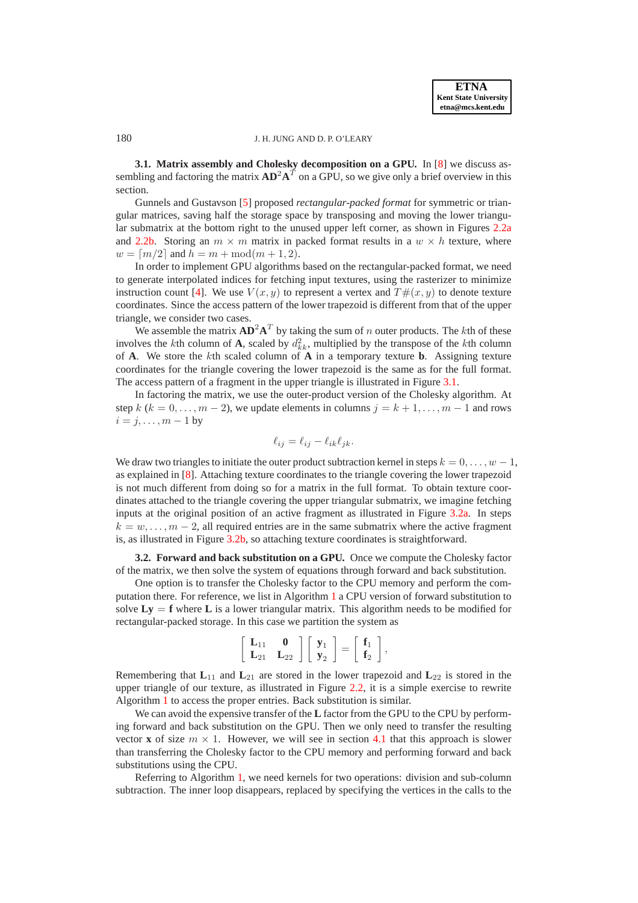**3.1. Matrix assembly and Cholesky decomposition on a GPU.** In [8] we discuss assembling and factoring the matrix $\mathbf{A}\mathbf{D}^2\mathbf{A}^T$ on a GPU, so we give only a brief overview in this section.

Gunnels and Gustavson [5] proposed *rectangular-packed format* for symmetric or triangular matrices, saving half the storage space by transposing and moving the lower triangular submatrix at the bottom right to the unused upper left corner, as shown in Figures 2.2a and 2.2b. Storing an $m \times m$ matrix in packed format results in a $w \times h$ texture, where $w = \lceil m/2 \rceil$ and $h = m + \text{mod}(m+1, 2)$.

In order to implement GPU algorithms based on the rectangular-packed format, we need to generate interpolated indices for fetching input textures, using the rasterizer to minimize instruction count [4]. We use $V(x, y)$ to represent a vertex and $T\#(x, y)$ to denote texture coordinates. Since the access pattern of the lower trapezoid is different from that of the upper triangle, we consider two cases.

We assemble the matrix $\mathbf{A}\mathbf{D}^2\mathbf{A}^T$ by taking the sum of $n$ outer products. The $k$th of these involves the $k$th column of $\mathbf{A}$, scaled by $d_{kk}^2$, multiplied by the transpose of the $k$th column of $\mathbf{A}$. We store the $k$th scaled column of $\mathbf{A}$ in a temporary texture $\mathbf{b}$. Assigning texture coordinates for the triangle covering the lower trapezoid is the same as for the full format. The access pattern of a fragment in the upper triangle is illustrated in Figure 3.1.

In factoring the matrix, we use the outer-product version of the Cholesky algorithm. At step $k$ ($k = 0, \dots, m-2$), we update elements in columns $j = k+1, \dots, m-1$ and rows $i = j, \dots, m-1$ by

$$\ell_{ij} = \ell_{ij} - \ell_{ik}\ell_{jk}.$$

We draw two triangles to initiate the outer product subtraction kernel in steps $k = 0, \dots, w-1$, as explained in [8]. Attaching texture coordinates to the triangle covering the lower trapezoid is not much different from doing so for a matrix in the full format. To obtain texture coordinates attached to the triangle covering the upper triangular submatrix, we imagine fetching inputs at the original position of an active fragment as illustrated in Figure 3.2a. In steps $k = w, \dots, m-2$, all required entries are in the same submatrix where the active fragment is, as illustrated in Figure 3.2b, so attaching texture coordinates is straightforward.

**3.2. Forward and back substitution on a GPU.** Once we compute the Cholesky factor of the matrix, we then solve the system of equations through forward and back substitution.

One option is to transfer the Cholesky factor to the CPU memory and perform the computation there. For reference, we list in Algorithm 1 a CPU version of forward substitution to solve $\mathbf{L}\mathbf{y} = \mathbf{f}$ where $\mathbf{L}$ is a lower triangular matrix. This algorithm needs to be modified for rectangular-packed storage. In this case we partition the system as

$$\begin{bmatrix} \mathbf{L}_{11} & \mathbf{0} \\ \mathbf{L}_{21} & \mathbf{L}_{22} \end{bmatrix} \begin{bmatrix} \mathbf{y}_1 \\ \mathbf{y}_2 \end{bmatrix} = \begin{bmatrix} \mathbf{f}_1 \\ \mathbf{f}_2 \end{bmatrix},$$

Remembering that $\mathbf{L}_{11}$ and $\mathbf{L}_{21}$ are stored in the lower trapezoid and $\mathbf{L}_{22}$ is stored in the upper triangle of our texture, as illustrated in Figure 2.2, it is a simple exercise to rewrite Algorithm 1 to access the proper entries. Back substitution is similar.

We can avoid the expensive transfer of the $\mathbf{L}$ factor from the GPU to the CPU by performing forward and back substitution on the GPU. Then we only need to transfer the resulting vector $\mathbf{x}$ of size $m \times 1$. However, we will see in section 4.1 that this approach is slower than transferring the Cholesky factor to the CPU memory and performing forward and back substitutions using the CPU.

Referring to Algorithm 1, we need kernels for two operations: division and sub-column subtraction. The inner loop disappears, replaced by specifying the vertices in the calls to the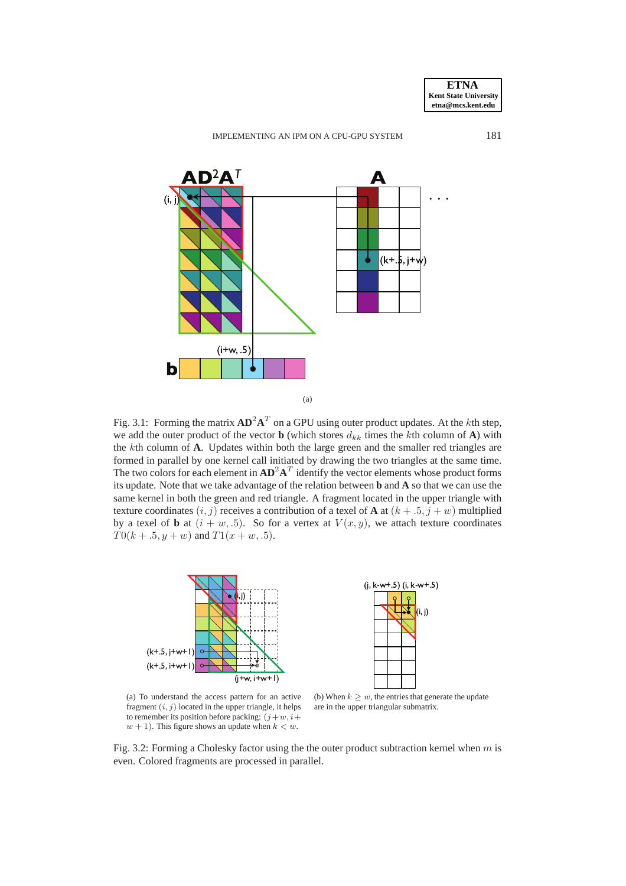(a)

Fig. 3.1: Forming the matrix $\mathbf{AD}^2\mathbf{A}^T$ on a GPU using outer product updates. At the $k$th step, we add the outer product of the vector $\mathbf{b}$ (which stores $d_{kk}$ times the $k$th column of $\mathbf{A}$) with the $k$th column of $\mathbf{A}$. Updates within both the large green and the smaller red triangles are formed in parallel by one kernel call initiated by drawing the two triangles at the same time. The two colors for each element in $\mathbf{AD}^2\mathbf{A}^T$ identify the vector elements whose product forms its update. Note that we take advantage of the relation between $\mathbf{b}$ and $\mathbf{A}$ so that we can use the same kernel in both the green and red triangle. A fragment located in the upper triangle with texture coordinates $(i, j)$ receives a contribution of a texel of $\mathbf{A}$ at $(k + .5, j + w)$ multiplied by a texel of $\mathbf{b}$ at $(i + w, .5)$. So for a vertex at $V(x, y)$, we attach texture coordinates $T0(k + .5, y + w)$ and $T1(x + w, .5)$.

(a) To understand the access pattern for an active fragment $(i, j)$ located in the upper triangle, it helps to remember its position before packing: $(j + w, i + w + 1)$. This figure shows an update when $k < w$.

(b) When $k \geq w$, the entries that generate the update are in the upper triangular submatrix.

Fig. 3.2: Forming a Cholesky factor using the the outer product subtraction kernel when $m$ is even. Colored fragments are processed in parallel.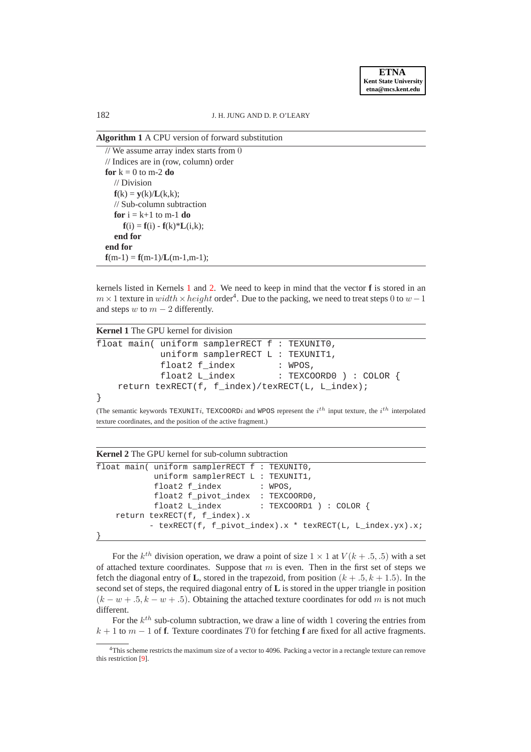**Algorithm 1** A CPU version of forward substitution

```
// We assume array index starts from 0
// Indices are in (row, column) order
for k = 0 to m-2 do
    // Division
    f(k) = y(k)/L(k,k);
    // Sub-column subtraction
    for i = k+1 to m-1 do
        f(i) = f(i) - f(k)*L(i,k);
    end for
end for
f(m-1) = f(m-1)/L(m-1,m-1);
```

kernels listed in Kernels 1 and 2. We need to keep in mind that the vector **f** is stored in an $m \times 1$ texture in $width \times height$ order[4]. Due to the packing, we need to treat steps 0 to $w-1$ and steps $w$ to $m-2$ differently.

**Kernel 1** The GPU kernel for division

```
float main( uniform samplerRECT f : TEXUNIT0,
            uniform samplerRECT L : TEXUNIT1,
            float2 f_index        : WPOS,
            float2 L_index        : TEXCOORD0 ) : COLOR {
    return texRECT(f, f_index)/texRECT(L, L_index);
}
```

(The semantic keywords TEXUNIT$i$, TEXCOORD$i$ and WPOS represent the $i^{th}$ input texture, the $i^{th}$ interpolated texture coordinates, and the position of the active fragment.)

**Kernel 2** The GPU kernel for sub-column subtraction

```
float main( uniform samplerRECT f : TEXUNIT0,
            uniform samplerRECT L : TEXUNIT1,
            float2 f_index        : WPOS,
            float2 f_pivot_index  : TEXCOORD0,
            float2 L_index        : TEXCOORD1 ) : COLOR {
    return texRECT(f, f_index).x
         - texRECT(f, f_pivot_index).x * texRECT(L, L_index.yx).x;
}
```

For the $k^{th}$ division operation, we draw a point of size $1 \times 1$ at $V(k+.5,.5)$ with a set of attached texture coordinates. Suppose that $m$ is even. Then in the first set of steps we fetch the diagonal entry of **L**, stored in the trapezoid, from position $(k+.5, k+1.5)$. In the second set of steps, the required diagonal entry of **L** is stored in the upper triangle in position $(k-w+.5, k-w+.5)$. Obtaining the attached texture coordinates for odd $m$ is not much different.

For the $k^{th}$ sub-column subtraction, we draw a line of width 1 covering the entries from $k+1$ to $m-1$ of **f**. Texture coordinates $T0$ for fetching **f** are fixed for all active fragments.

[4] This scheme restricts the maximum size of a vector to 4096. Packing a vector in a rectangle texture can remove this restriction [9].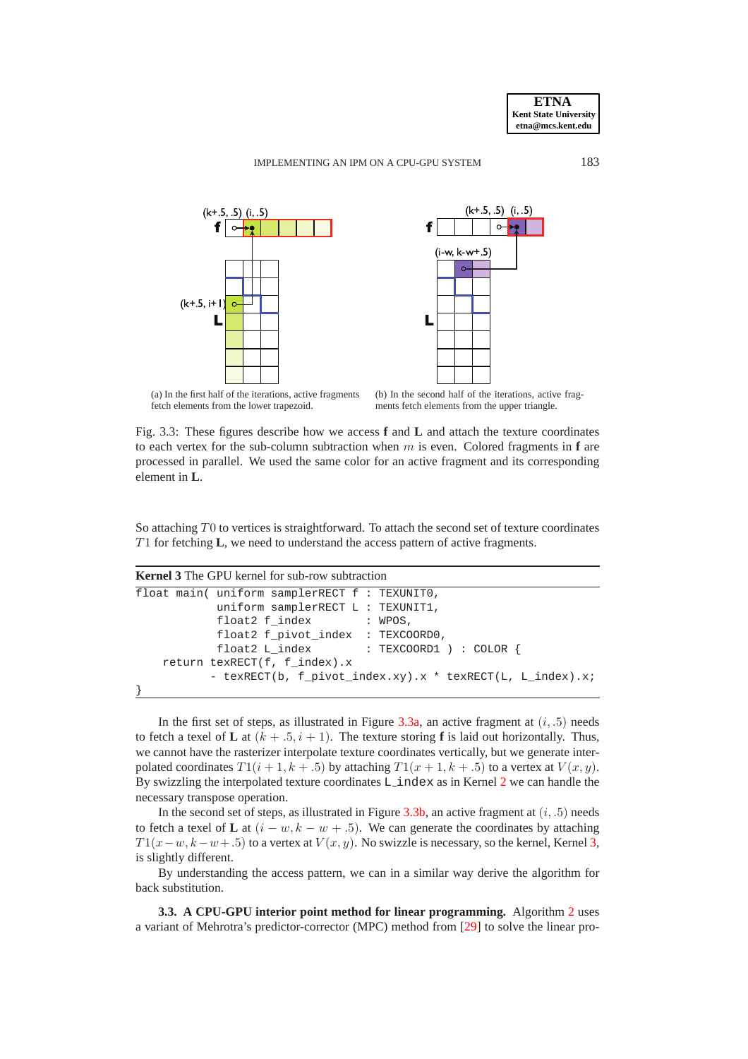(a) In the first half of the iterations, active fragments fetch elements from the lower trapezoid.

(b) In the second half of the iterations, active fragments fetch elements from the upper triangle.

Fig. 3.3: These figures describe how we access **f** and **L** and attach the texture coordinates to each vertex for the sub-column subtraction when $m$ is even. Colored fragments in **f** are processed in parallel. We used the same color for an active fragment and its corresponding element in **L**.

So attaching $T0$ to vertices is straightforward. To attach the second set of texture coordinates $T1$ for fetching **L**, we need to understand the access pattern of active fragments.

**Kernel 3** The GPU kernel for sub-row subtraction

```
float main( uniform samplerRECT f : TEXUNIT0,
            uniform samplerRECT L : TEXUNIT1,
            float2 f_index        : WPOS,
            float2 f_pivot_index  : TEXCOORD0,
            float2 L_index        : TEXCOORD1 ) : COLOR {
    return texRECT(f, f_index).x
           - texRECT(b, f_pivot_index.xy).x * texRECT(L, L_index).x;
}
```

In the first set of steps, as illustrated in Figure 3.3a, an active fragment at $(i, .5)$ needs to fetch a texel of **L** at $(k + .5, i + 1)$. The texture storing **f** is laid out horizontally. Thus, we cannot have the rasterizer interpolate texture coordinates vertically, but we generate interpolated coordinates $T1(i + 1, k + .5)$ by attaching $T1(x + 1, k + .5)$ to a vertex at $V(x, y)$. By swizzling the interpolated texture coordinates L_index as in Kernel 2 we can handle the necessary transpose operation.

In the second set of steps, as illustrated in Figure 3.3b, an active fragment at $(i, .5)$ needs to fetch a texel of **L** at $(i - w, k - w + .5)$. We can generate the coordinates by attaching $T1(x - w, k - w + .5)$ to a vertex at $V(x, y)$. No swizzle is necessary, so the kernel, Kernel 3, is slightly different.

By understanding the access pattern, we can in a similar way derive the algorithm for back substitution.

**3.3. A CPU-GPU interior point method for linear programming.** Algorithm 2 uses a variant of Mehrotra's predictor-corrector (MPC) method from [29] to solve the linear pro-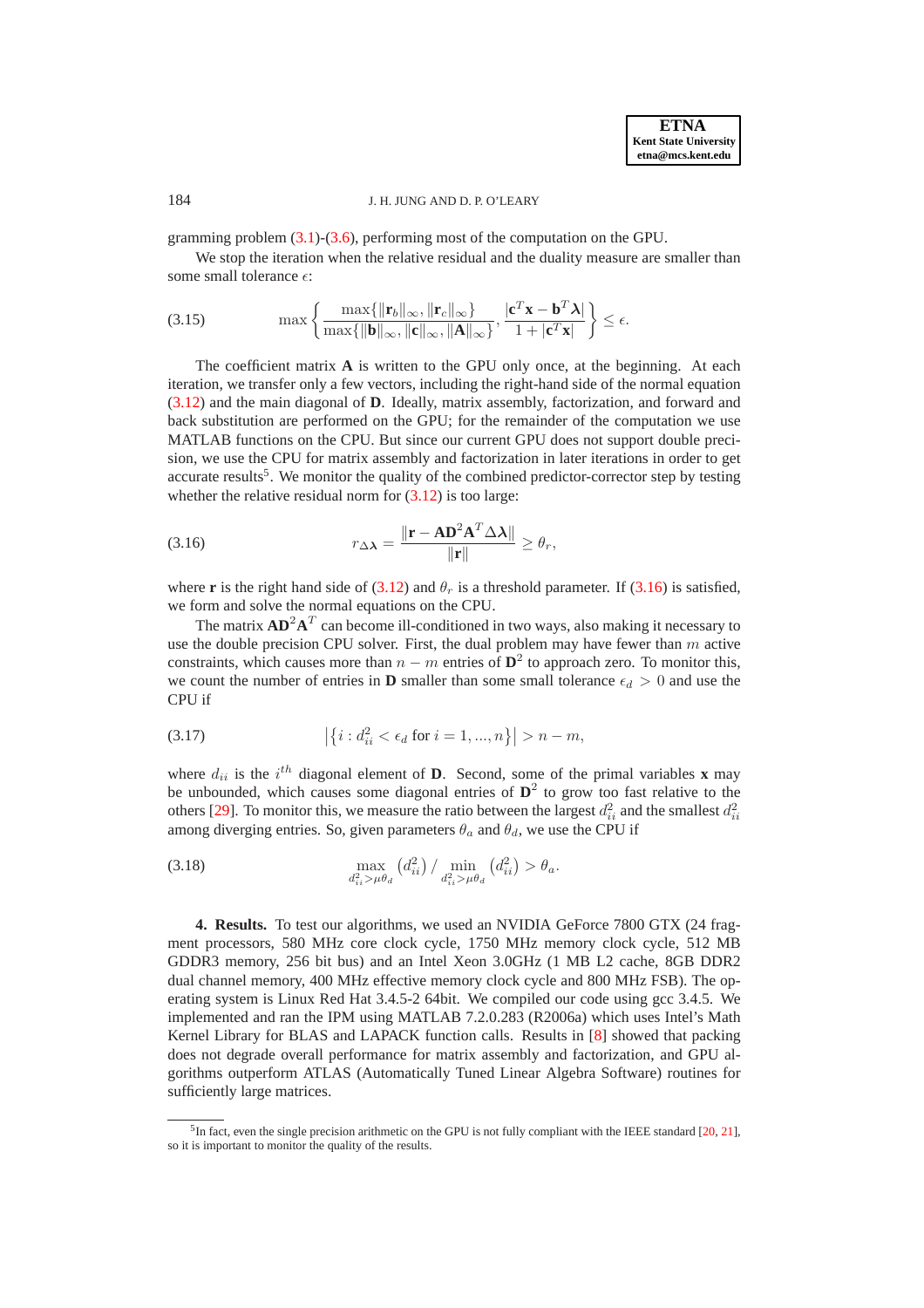gramming problem (3.1)-(3.6), performing most of the computation on the GPU.

We stop the iteration when the relative residual and the duality measure are smaller than some small tolerance $\epsilon$:

$$\max\left\{\frac{\max\{\|\mathbf{r}_b\|_\infty, \|\mathbf{r}_c\|_\infty\}}{\max\{\|\mathbf{b}\|_\infty, \|\mathbf{c}\|_\infty, \|\mathbf{A}\|_\infty\}}, \frac{|\mathbf{c}^T\mathbf{x} - \mathbf{b}^T\boldsymbol{\lambda}|}{1+|\mathbf{c}^T\mathbf{x}|}\right\} \leq \epsilon. \tag{3.15}$$

The coefficient matrix $\mathbf{A}$ is written to the GPU only once, at the beginning. At each iteration, we transfer only a few vectors, including the right-hand side of the normal equation (3.12) and the main diagonal of $\mathbf{D}$. Ideally, matrix assembly, factorization, and forward and back substitution are performed on the GPU; for the remainder of the computation we use MATLAB functions on the CPU. But since our current GPU does not support double precision, we use the CPU for matrix assembly and factorization in later iterations in order to get accurate results[5]. We monitor the quality of the combined predictor-corrector step by testing whether the relative residual norm for (3.12) is too large:

$$r_{\Delta\boldsymbol{\lambda}} = \frac{\|\mathbf{r} - \mathbf{A}\mathbf{D}^2\mathbf{A}^T\Delta\boldsymbol{\lambda}\|}{\|\mathbf{r}\|} \geq \theta_r, \tag{3.16}$$

where $\mathbf{r}$ is the right hand side of (3.12) and $\theta_r$ is a threshold parameter. If (3.16) is satisfied, we form and solve the normal equations on the CPU.

The matrix $\mathbf{A}\mathbf{D}^2\mathbf{A}^T$ can become ill-conditioned in two ways, also making it necessary to use the double precision CPU solver. First, the dual problem may have fewer than $m$ active constraints, which causes more than $n-m$ entries of $\mathbf{D}^2$ to approach zero. To monitor this, we count the number of entries in $\mathbf{D}$ smaller than some small tolerance $\epsilon_d > 0$ and use the CPU if

$$\left|\left\{i : d_{ii}^2 < \epsilon_d \text{ for } i = 1, ..., n\right\}\right| > n - m, \tag{3.17}$$

where $d_{ii}$ is the $i^{th}$ diagonal element of $\mathbf{D}$. Second, some of the primal variables $\mathbf{x}$ may be unbounded, which causes some diagonal entries of $\mathbf{D}^2$ to grow too fast relative to the others [29]. To monitor this, we measure the ratio between the largest $d_{ii}^2$ and the smallest $d_{ii}^2$ among diverging entries. So, given parameters $\theta_a$ and $\theta_d$, we use the CPU if

$$\max_{d_{ii}^2 > \mu\theta_d}\left(d_{ii}^2\right) \Big/ \min_{d_{ii}^2 > \mu\theta_d}\left(d_{ii}^2\right) > \theta_a. \tag{3.18}$$

**4. Results.** To test our algorithms, we used an NVIDIA GeForce 7800 GTX (24 fragment processors, 580 MHz core clock cycle, 1750 MHz memory clock cycle, 512 MB GDDR3 memory, 256 bit bus) and an Intel Xeon 3.0GHz (1 MB L2 cache, 8GB DDR2 dual channel memory, 400 MHz effective memory clock cycle and 800 MHz FSB). The operating system is Linux Red Hat 3.4.5-2 64bit. We compiled our code using gcc 3.4.5. We implemented and ran the IPM using MATLAB 7.2.0.283 (R2006a) which uses Intel's Math Kernel Library for BLAS and LAPACK function calls. Results in [8] showed that packing does not degrade overall performance for matrix assembly and factorization, and GPU algorithms outperform ATLAS (Automatically Tuned Linear Algebra Software) routines for sufficiently large matrices.

[5] In fact, even the single precision arithmetic on the GPU is not fully compliant with the IEEE standard [20, 21], so it is important to monitor the quality of the results.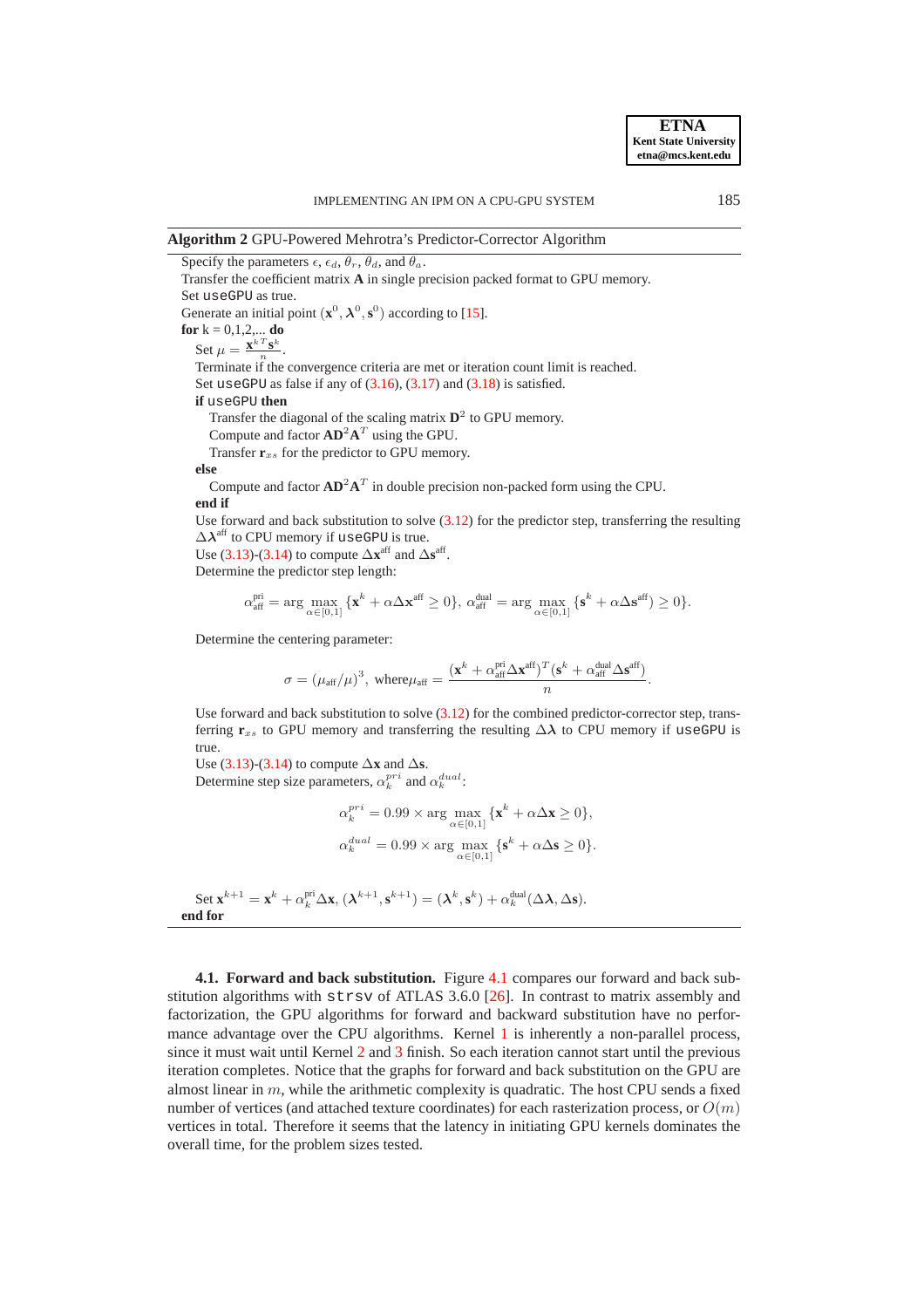**Algorithm 2** GPU-Powered Mehrotra's Predictor-Corrector Algorithm

Specify the parameters $\epsilon$, $\epsilon_d$, $\theta_r$, $\theta_d$, and $\theta_a$.
Transfer the coefficient matrix $\mathbf{A}$ in single precision packed format to GPU memory.
Set `useGPU` as true.
Generate an initial point $(\mathbf{x}^0, \boldsymbol{\lambda}^0, \mathbf{s}^0)$ according to [15].
**for** k = 0,1,2,... **do**
  Set $\mu = \frac{\mathbf{x}^{k\,T}\mathbf{s}^k}{n}$.
  Terminate if the convergence criteria are met or iteration count limit is reached.
  Set `useGPU` as false if any of (3.16), (3.17) and (3.18) is satisfied.
  **if** `useGPU` **then**
    Transfer the diagonal of the scaling matrix $\mathbf{D}^2$ to GPU memory.
    Compute and factor $\mathbf{A}\mathbf{D}^2\mathbf{A}^T$ using the GPU.
    Transfer $\mathbf{r}_{xs}$ for the predictor to GPU memory.
  **else**
    Compute and factor $\mathbf{A}\mathbf{D}^2\mathbf{A}^T$ in double precision non-packed form using the CPU.
  **end if**
  Use forward and back substitution to solve (3.12) for the predictor step, transferring the resulting $\Delta\boldsymbol{\lambda}^{\text{aff}}$ to CPU memory if `useGPU` is true.
  Use (3.13)-(3.14) to compute $\Delta\mathbf{x}^{\text{aff}}$ and $\Delta\mathbf{s}^{\text{aff}}$.
  Determine the predictor step length:

$$\alpha_{\text{aff}}^{\text{pri}} = \arg\max_{\alpha\in[0,1]} \{\mathbf{x}^k + \alpha\Delta\mathbf{x}^{\text{aff}} \geq 0\},\ \alpha_{\text{aff}}^{\text{dual}} = \arg\max_{\alpha\in[0,1]} \{\mathbf{s}^k + \alpha\Delta\mathbf{s}^{\text{aff}}) \geq 0\}.$$

  Determine the centering parameter:

$$\sigma = (\mu_{\text{aff}}/\mu)^3,\ \text{where}\mu_{\text{aff}} = \frac{(\mathbf{x}^k + \alpha_{\text{aff}}^{\text{pri}}\Delta\mathbf{x}^{\text{aff}})^T(\mathbf{s}^k + \alpha_{\text{aff}}^{\text{dual}}\Delta\mathbf{s}^{\text{aff}})}{n}.$$

  Use forward and back substitution to solve (3.12) for the combined predictor-corrector step, transferring $\mathbf{r}_{xs}$ to GPU memory and transferring the resulting $\Delta\boldsymbol{\lambda}$ to CPU memory if `useGPU` is true.
  Use (3.13)-(3.14) to compute $\Delta\mathbf{x}$ and $\Delta\mathbf{s}$.
  Determine step size parameters, $\alpha_k^{pri}$ and $\alpha_k^{dual}$:

$$\alpha_k^{pri} = 0.99 \times \arg\max_{\alpha\in[0,1]} \{\mathbf{x}^k + \alpha\Delta\mathbf{x} \geq 0\},$$

$$\alpha_k^{dual} = 0.99 \times \arg\max_{\alpha\in[0,1]} \{\mathbf{s}^k + \alpha\Delta\mathbf{s} \geq 0\}.$$

  Set $\mathbf{x}^{k+1} = \mathbf{x}^k + \alpha_k^{\text{pri}}\Delta\mathbf{x}$, $(\boldsymbol{\lambda}^{k+1}, \mathbf{s}^{k+1}) = (\boldsymbol{\lambda}^k, \mathbf{s}^k) + \alpha_k^{\text{dual}}(\Delta\boldsymbol{\lambda}, \Delta\mathbf{s})$.
**end for**

**4.1. Forward and back substitution.** Figure 4.1 compares our forward and back substitution algorithms with `strsv` of ATLAS 3.6.0 [26]. In contrast to matrix assembly and factorization, the GPU algorithms for forward and backward substitution have no performance advantage over the CPU algorithms. Kernel 1 is inherently a non-parallel process, since it must wait until Kernel 2 and 3 finish. So each iteration cannot start until the previous iteration completes. Notice that the graphs for forward and back substitution on the GPU are almost linear in $m$, while the arithmetic complexity is quadratic. The host CPU sends a fixed number of vertices (and attached texture coordinates) for each rasterization process, or $O(m)$ vertices in total. Therefore it seems that the latency in initiating GPU kernels dominates the overall time, for the problem sizes tested.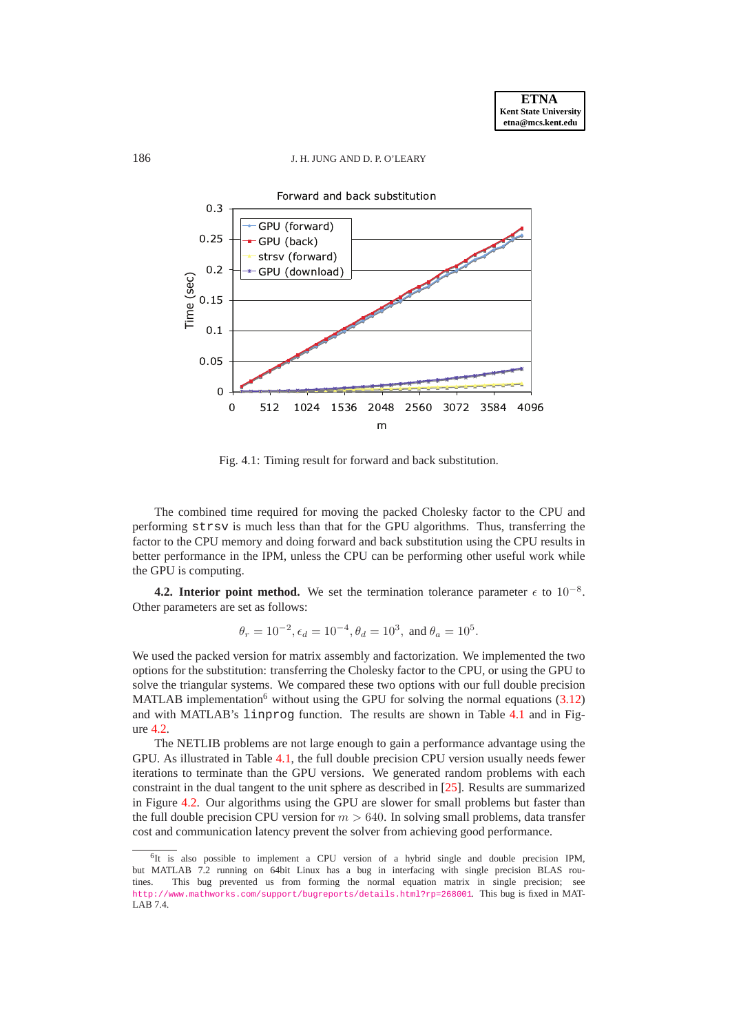Fig. 4.1: Timing result for forward and back substitution.

The combined time required for moving the packed Cholesky factor to the CPU and performing `strsv` is much less than that for the GPU algorithms. Thus, transferring the factor to the CPU memory and doing forward and back substitution using the CPU results in better performance in the IPM, unless the CPU can be performing other useful work while the GPU is computing.

**4.2. Interior point method.** We set the termination tolerance parameter $\epsilon$ to $10^{-8}$. Other parameters are set as follows:

$$\theta_r = 10^{-2}, \epsilon_d = 10^{-4}, \theta_d = 10^3, \text{ and } \theta_a = 10^5.$$

We used the packed version for matrix assembly and factorization. We implemented the two options for the substitution: transferring the Cholesky factor to the CPU, or using the GPU to solve the triangular systems. We compared these two options with our full double precision MATLAB implementation[6] without using the GPU for solving the normal equations (3.12) and with MATLAB's `linprog` function. The results are shown in Table 4.1 and in Figure 4.2.

The NETLIB problems are not large enough to gain a performance advantage using the GPU. As illustrated in Table 4.1, the full double precision CPU version usually needs fewer iterations to terminate than the GPU versions. We generated random problems with each constraint in the dual tangent to the unit sphere as described in [25]. Results are summarized in Figure 4.2. Our algorithms using the GPU are slower for small problems but faster than the full double precision CPU version for $m > 640$. In solving small problems, data transfer cost and communication latency prevent the solver from achieving good performance.

[6]It is also possible to implement a CPU version of a hybrid single and double precision IPM, but MATLAB 7.2 running on 64bit Linux has a bug in interfacing with single precision BLAS routines. This bug prevented us from forming the normal equation matrix in single precision; see http://www.mathworks.com/support/bugreports/details.html?rp=268001. This bug is fixed in MATLAB 7.4.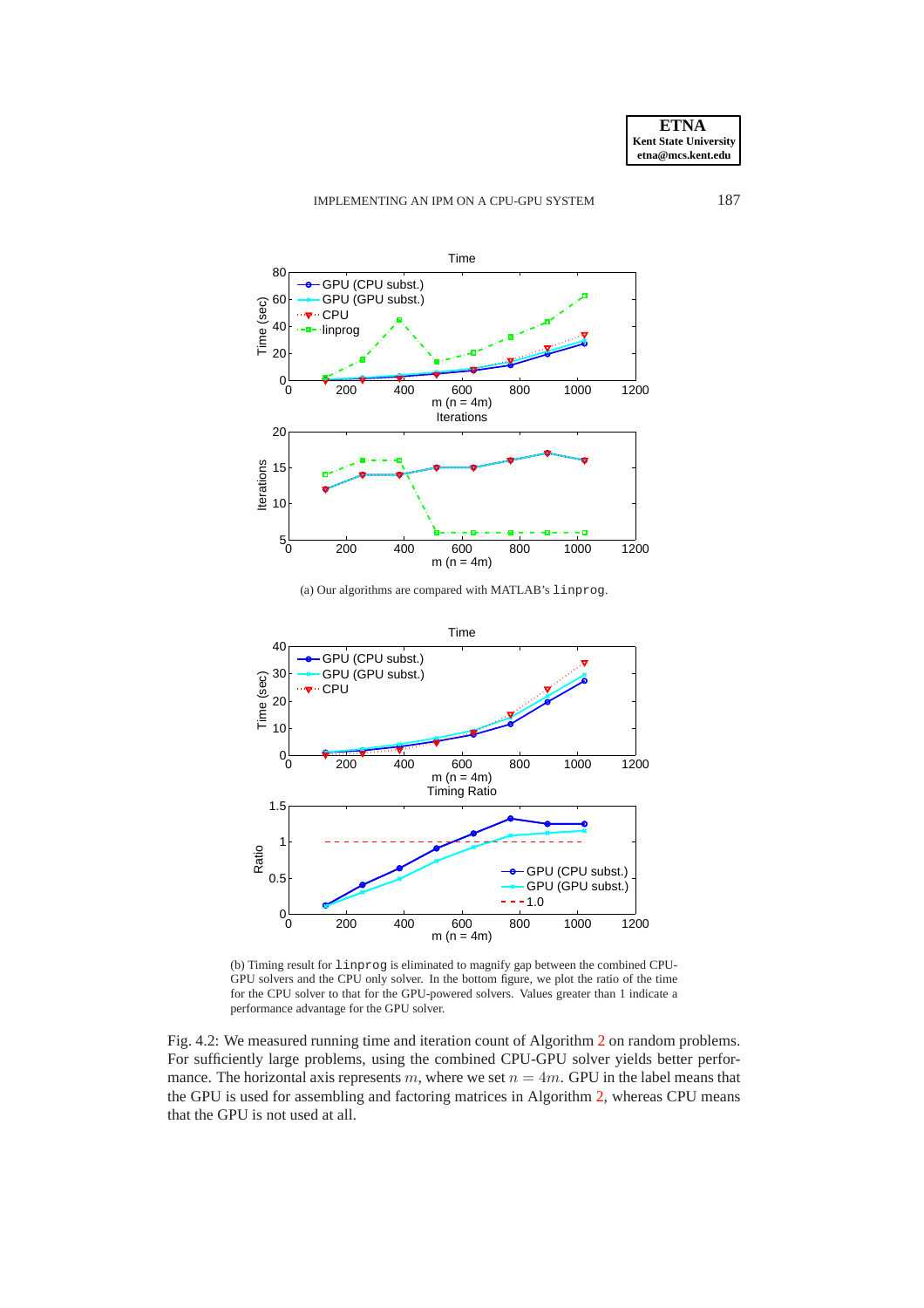(a) Our algorithms are compared with MATLAB's `linprog`.

(b) Timing result for `linprog` is eliminated to magnify gap between the combined CPU-GPU solvers and the CPU only solver. In the bottom figure, we plot the ratio of the time for the CPU solver to that for the GPU-powered solvers. Values greater than 1 indicate a performance advantage for the GPU solver.

Fig. 4.2: We measured running time and iteration count of Algorithm 2 on random problems. For sufficiently large problems, using the combined CPU-GPU solver yields better performance. The horizontal axis represents $m$, where we set $n = 4m$. GPU in the label means that the GPU is used for assembling and factoring matrices in Algorithm 2, whereas CPU means that the GPU is not used at all.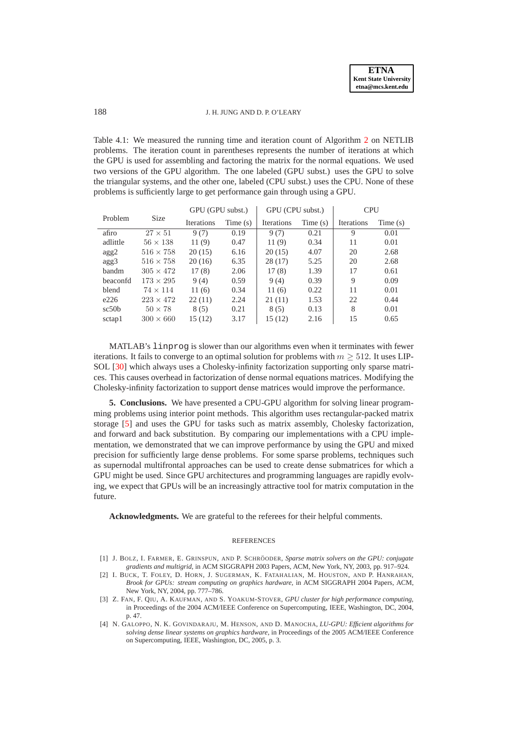Table 4.1: We measured the running time and iteration count of Algorithm 2 on NETLIB problems. The iteration count in parentheses represents the number of iterations at which the GPU is used for assembling and factoring the matrix for the normal equations. We used two versions of the GPU algorithm. The one labeled (GPU subst.) uses the GPU to solve the triangular systems, and the other one, labeled (CPU subst.) uses the CPU. None of these problems is sufficiently large to get performance gain through using a GPU.

| Problem | Size | GPU (GPU subst.) | | GPU (CPU subst.) | | CPU | |
|---|---|---|---|---|---|---|---|
| | | Iterations | Time (s) | Iterations | Time (s) | Iterations | Time (s) |
| afiro | $27 \times 51$ | 9 (7) | 0.19 | 9 (7) | 0.21 | 9 | 0.01 |
| adlittle | $56 \times 138$ | 11 (9) | 0.47 | 11 (9) | 0.34 | 11 | 0.01 |
| agg2 | $516 \times 758$ | 20 (15) | 6.16 | 20 (15) | 4.07 | 20 | 2.68 |
| agg3 | $516 \times 758$ | 20 (16) | 6.35 | 28 (17) | 5.25 | 20 | 2.68 |
| bandm | $305 \times 472$ | 17 (8) | 2.06 | 17 (8) | 1.39 | 17 | 0.61 |
| beaconfd | $173 \times 295$ | 9 (4) | 0.59 | 9 (4) | 0.39 | 9 | 0.09 |
| blend | $74 \times 114$ | 11 (6) | 0.34 | 11 (6) | 0.22 | 11 | 0.01 |
| e226 | $223 \times 472$ | 22 (11) | 2.24 | 21 (11) | 1.53 | 22 | 0.44 |
| sc50b | $50 \times 78$ | 8 (5) | 0.21 | 8 (5) | 0.13 | 8 | 0.01 |
| sctap1 | $300 \times 660$ | 15 (12) | 3.17 | 15 (12) | 2.16 | 15 | 0.65 |

MATLAB's `linprog` is slower than our algorithms even when it terminates with fewer iterations. It fails to converge to an optimal solution for problems with $m \geq 512$. It uses LIPSOL [30] which always uses a Cholesky-infinity factorization supporting only sparse matrices. This causes overhead in factorization of dense normal equations matrices. Modifying the Cholesky-infinity factorization to support dense matrices would improve the performance.

## 5. Conclusions.

We have presented a CPU-GPU algorithm for solving linear programming problems using interior point methods. This algorithm uses rectangular-packed matrix storage [5] and uses the GPU for tasks such as matrix assembly, Cholesky factorization, and forward and back substitution. By comparing our implementations with a CPU implementation, we demonstrated that we can improve performance by using the GPU and mixed precision for sufficiently large dense problems. For some sparse problems, techniques such as supernodal multifrontal approaches can be used to create dense submatrices for which a GPU might be used. Since GPU architectures and programming languages are rapidly evolving, we expect that GPUs will be an increasingly attractive tool for matrix computation in the future.

**Acknowledgments.** We are grateful to the referees for their helpful comments.

## REFERENCES

[1] J. Bolz, I. Farmer, E. Grinspun, and P. Schröoder, *Sparse matrix solvers on the GPU: conjugate gradients and multigrid*, in ACM SIGGRAPH 2003 Papers, ACM, New York, NY, 2003, pp. 917–924.

[2] I. Buck, T. Foley, D. Horn, J. Sugerman, K. Fatahalian, M. Houston, and P. Hanrahan, *Brook for GPUs: stream computing on graphics hardware*, in ACM SIGGRAPH 2004 Papers, ACM, New York, NY, 2004, pp. 777–786.

[3] Z. Fan, F. Qiu, A. Kaufman, and S. Yoakum-Stover, *GPU cluster for high performance computing*, in Proceedings of the 2004 ACM/IEEE Conference on Supercomputing, IEEE, Washington, DC, 2004, p. 47.

[4] N. Galoppo, N. K. Govindaraju, M. Henson, and D. Manocha, *LU-GPU: Efficient algorithms for solving dense linear systems on graphics hardware*, in Proceedings of the 2005 ACM/IEEE Conference on Supercomputing, IEEE, Washington, DC, 2005, p. 3.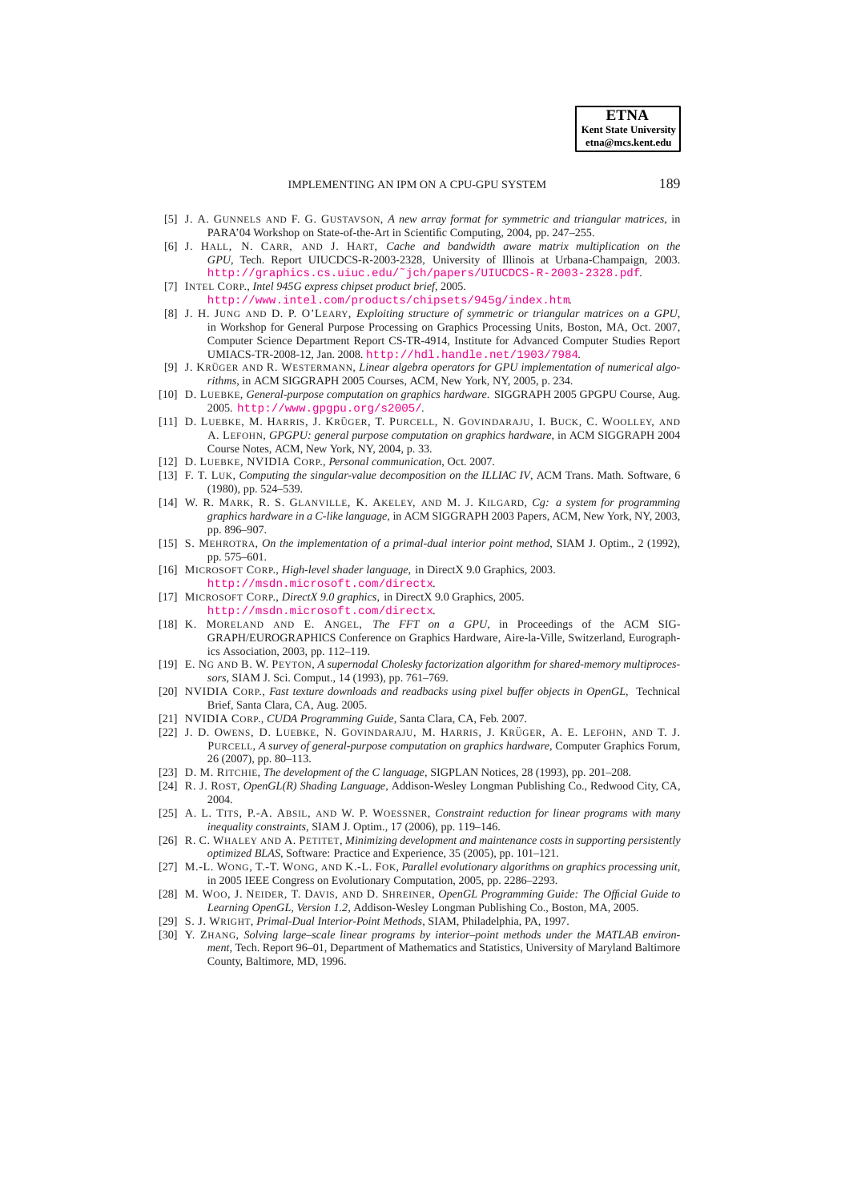[5] J. A. GUNNELS AND F. G. GUSTAVSON, *A new array format for symmetric and triangular matrices*, in PARA'04 Workshop on State-of-the-Art in Scientific Computing, 2004, pp. 247–255.

[6] J. HALL, N. CARR, AND J. HART, *Cache and bandwidth aware matrix multiplication on the GPU*, Tech. Report UIUCDCS-R-2003-2328, University of Illinois at Urbana-Champaign, 2003. http://graphics.cs.uiuc.edu/~jch/papers/UIUCDCS-R-2003-2328.pdf.

[7] INTEL CORP., *Intel 945G express chipset product brief*, 2005. http://www.intel.com/products/chipsets/945g/index.htm.

[8] J. H. JUNG AND D. P. O'LEARY, *Exploiting structure of symmetric or triangular matrices on a GPU*, in Workshop for General Purpose Processing on Graphics Processing Units, Boston, MA, Oct. 2007, Computer Science Department Report CS-TR-4914, Institute for Advanced Computer Studies Report UMIACS-TR-2008-12, Jan. 2008. http://hdl.handle.net/1903/7984.

[9] J. KRÜGER AND R. WESTERMANN, *Linear algebra operators for GPU implementation of numerical algorithms*, in ACM SIGGRAPH 2005 Courses, ACM, New York, NY, 2005, p. 234.

[10] D. LUEBKE, *General-purpose computation on graphics hardware*. SIGGRAPH 2005 GPGPU Course, Aug. 2005. http://www.gpgpu.org/s2005/.

[11] D. LUEBKE, M. HARRIS, J. KRÜGER, T. PURCELL, N. GOVINDARAJU, I. BUCK, C. WOOLLEY, AND A. LEFOHN, *GPGPU: general purpose computation on graphics hardware*, in ACM SIGGRAPH 2004 Course Notes, ACM, New York, NY, 2004, p. 33.

[12] D. LUEBKE, NVIDIA CORP., *Personal communication*, Oct. 2007.

[13] F. T. LUK, *Computing the singular-value decomposition on the ILLIAC IV*, ACM Trans. Math. Software, 6 (1980), pp. 524–539.

[14] W. R. MARK, R. S. GLANVILLE, K. AKELEY, AND M. J. KILGARD, *Cg: a system for programming graphics hardware in a C-like language*, in ACM SIGGRAPH 2003 Papers, ACM, New York, NY, 2003, pp. 896–907.

[15] S. MEHROTRA, *On the implementation of a primal-dual interior point method*, SIAM J. Optim., 2 (1992), pp. 575–601.

[16] MICROSOFT CORP., *High-level shader language*, in DirectX 9.0 Graphics, 2003. http://msdn.microsoft.com/directx.

[17] MICROSOFT CORP., *DirectX 9.0 graphics*, in DirectX 9.0 Graphics, 2005. http://msdn.microsoft.com/directx.

[18] K. MORELAND AND E. ANGEL, *The FFT on a GPU*, in Proceedings of the ACM SIGGRAPH/EUROGRAPHICS Conference on Graphics Hardware, Aire-la-Ville, Switzerland, Eurographics Association, 2003, pp. 112–119.

[19] E. NG AND B. W. PEYTON, *A supernodal Cholesky factorization algorithm for shared-memory multiprocessors*, SIAM J. Sci. Comput., 14 (1993), pp. 761–769.

[20] NVIDIA CORP., *Fast texture downloads and readbacks using pixel buffer objects in OpenGL*, Technical Brief, Santa Clara, CA, Aug. 2005.

[21] NVIDIA CORP., *CUDA Programming Guide*, Santa Clara, CA, Feb. 2007.

[22] J. D. OWENS, D. LUEBKE, N. GOVINDARAJU, M. HARRIS, J. KRÜGER, A. E. LEFOHN, AND T. J. PURCELL, *A survey of general-purpose computation on graphics hardware*, Computer Graphics Forum, 26 (2007), pp. 80–113.

[23] D. M. RITCHIE, *The development of the C language*, SIGPLAN Notices, 28 (1993), pp. 201–208.

[24] R. J. ROST, *OpenGL(R) Shading Language*, Addison-Wesley Longman Publishing Co., Redwood City, CA, 2004.

[25] A. L. TITS, P.-A. ABSIL, AND W. P. WOESSNER, *Constraint reduction for linear programs with many inequality constraints*, SIAM J. Optim., 17 (2006), pp. 119–146.

[26] R. C. WHALEY AND A. PETITET, *Minimizing development and maintenance costs in supporting persistently optimized BLAS*, Software: Practice and Experience, 35 (2005), pp. 101–121.

[27] M.-L. WONG, T.-T. WONG, AND K.-L. FOK, *Parallel evolutionary algorithms on graphics processing unit*, in 2005 IEEE Congress on Evolutionary Computation, 2005, pp. 2286–2293.

[28] M. WOO, J. NEIDER, T. DAVIS, AND D. SHREINER, *OpenGL Programming Guide: The Official Guide to Learning OpenGL, Version 1.2*, Addison-Wesley Longman Publishing Co., Boston, MA, 2005.

[29] S. J. WRIGHT, *Primal-Dual Interior-Point Methods*, SIAM, Philadelphia, PA, 1997.

[30] Y. ZHANG, *Solving large–scale linear programs by interior–point methods under the MATLAB environment*, Tech. Report 96–01, Department of Mathematics and Statistics, University of Maryland Baltimore County, Baltimore, MD, 1996.